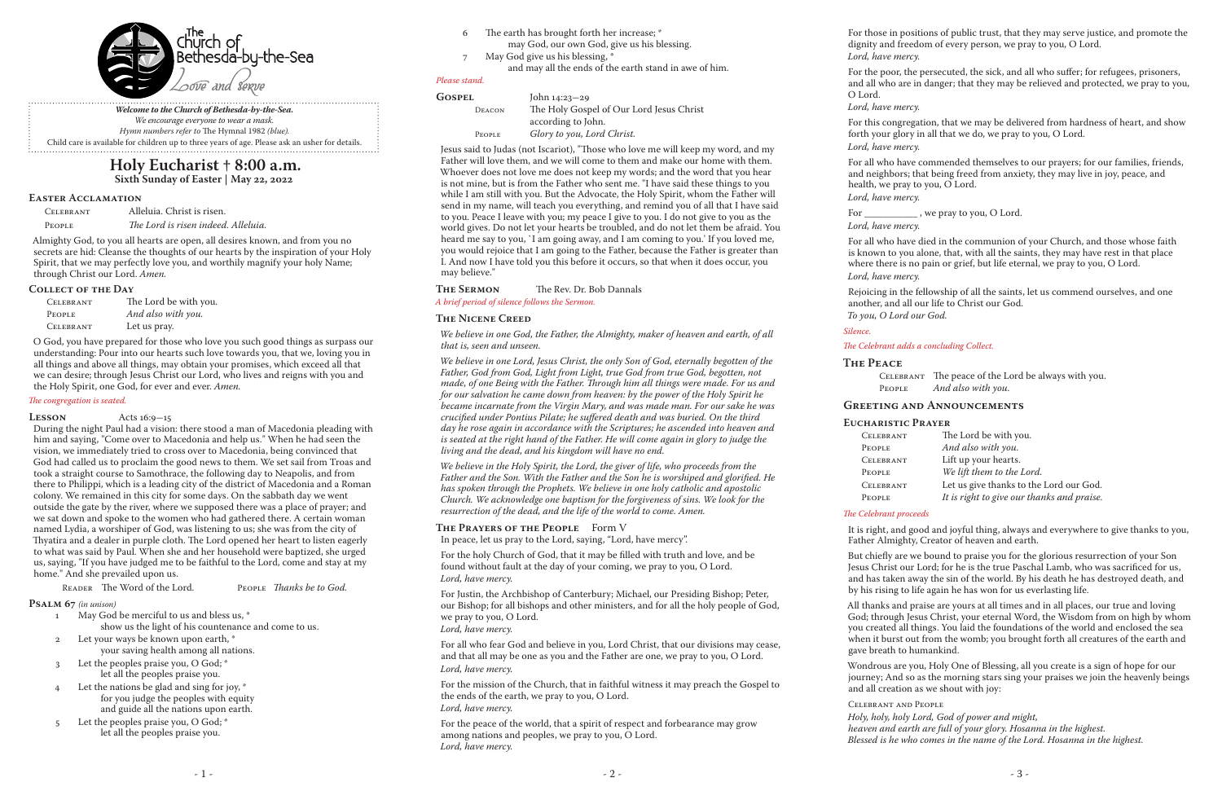The Church of Bethesda-by-the-Sea

*Love and Serve*

***Welcome to the Church of Bethesda-by-the-Sea.***
*We encourage everyone to wear a mask.*
*Hymn numbers refer to* The Hymnal 1982 *(blue).*
Child care is available for children up to three years of age. Please ask an usher for details.

# Holy Eucharist † 8:00 a.m.

**Sixth Sunday of Easter | May 22, 2022**

## Easter Acclamation

| | |
|---|---|
| Celebrant | Alleluia. Christ is risen. |
| People | *The Lord is risen indeed. Alleluia.* |

Almighty God, to you all hearts are open, all desires known, and from you no secrets are hid: Cleanse the thoughts of our hearts by the inspiration of your Holy Spirit, that we may perfectly love you, and worthily magnify your holy Name; through Christ our Lord. *Amen.*

## Collect of the Day

| | |
|---|---|
| Celebrant | The Lord be with you. |
| People | *And also with you.* |
| Celebrant | Let us pray. |

O God, you have prepared for those who love you such good things as surpass our understanding: Pour into our hearts such love towards you, that we, loving you in all things and above all things, may obtain your promises, which exceed all that we can desire; through Jesus Christ our Lord, who lives and reigns with you and the Holy Spirit, one God, for ever and ever. *Amen.*

*The congregation is seated.*

## Lesson — Acts 16:9–15

During the night Paul had a vision: there stood a man of Macedonia pleading with him and saying, "Come over to Macedonia and help us." When he had seen the vision, we immediately tried to cross over to Macedonia, being convinced that God had called us to proclaim the good news to them. We set sail from Troas and took a straight course to Samothrace, the following day to Neapolis, and from there to Philippi, which is a leading city of the district of Macedonia and a Roman colony. We remained in this city for some days. On the sabbath day we went outside the gate by the river, where we supposed there was a place of prayer; and we sat down and spoke to the women who had gathered there. A certain woman named Lydia, a worshiper of God, was listening to us; she was from the city of Thyatira and a dealer in purple cloth. The Lord opened her heart to listen eagerly to what was said by Paul. When she and her household were baptized, she urged us, saying, "If you have judged me to be faithful to the Lord, come and stay at my home." And she prevailed upon us.

Reader: The Word of the Lord. People: *Thanks be to God.*

## Psalm 67 *(in unison)*

1. May God be merciful to us and bless us, *
 show us the light of his countenance and come to us.
2. Let your ways be known upon earth, *
 your saving health among all nations.
3. Let the peoples praise you, O God; *
 let all the peoples praise you.
4. Let the nations be glad and sing for joy, *
 for you judge the peoples with equity
 and guide all the nations upon earth.
5. Let the peoples praise you, O God; *
 let all the peoples praise you.
6. The earth has brought forth her increase; *
 may God, our own God, give us his blessing.
7. May God give us his blessing, *
 and may all the ends of the earth stand in awe of him.

*Please stand.*

## Gospel — John 14:23–29

| | |
|---|---|
| Deacon | The Holy Gospel of Our Lord Jesus Christ according to John. |
| People | *Glory to you, Lord Christ.* |

Jesus said to Judas (not Iscariot), "Those who love me will keep my word, and my Father will love them, and we will come to them and make our home with them. Whoever does not love me does not keep my words; and the word that you hear is not mine, but is from the Father who sent me. "I have said these things to you while I am still with you. But the Advocate, the Holy Spirit, whom the Father will send in my name, will teach you everything, and remind you of all that I have said to you. Peace I leave with you; my peace I give to you. I do not give to you as the world gives. Do not let your hearts be troubled, and do not let them be afraid. You heard me say to you, `I am going away, and I am coming to you.' If you loved me, you would rejoice that I am going to the Father, because the Father is greater than I. And now I have told you this before it occurs, so that when it does occur, you may believe."

## The Sermon — The Rev. Dr. Bob Dannals

*A brief period of silence follows the Sermon.*

## The Nicene Creed

*We believe in one God, the Father, the Almighty, maker of heaven and earth, of all that is, seen and unseen.*

*We believe in one Lord, Jesus Christ, the only Son of God, eternally begotten of the Father, God from God, Light from Light, true God from true God, begotten, not made, of one Being with the Father. Through him all things were made. For us and for our salvation he came down from heaven: by the power of the Holy Spirit he became incarnate from the Virgin Mary, and was made man. For our sake he was crucified under Pontius Pilate; he suffered death and was buried. On the third day he rose again in accordance with the Scriptures; he ascended into heaven and is seated at the right hand of the Father. He will come again in glory to judge the living and the dead, and his kingdom will have no end.*

*We believe in the Holy Spirit, the Lord, the giver of life, who proceeds from the Father and the Son. With the Father and the Son he is worshiped and glorified. He has spoken through the Prophets. We believe in one holy catholic and apostolic Church. We acknowledge one baptism for the forgiveness of sins. We look for the resurrection of the dead, and the life of the world to come. Amen.*

## The Prayers of the People — Form V

In peace, let us pray to the Lord, saying, "Lord, have mercy".

For the holy Church of God, that it may be filled with truth and love, and be found without fault at the day of your coming, we pray to you, O Lord.
*Lord, have mercy.*

For Justin, the Archbishop of Canterbury; Michael, our Presiding Bishop; Peter, our Bishop; for all bishops and other ministers, and for all the holy people of God, we pray to you, O Lord.
*Lord, have mercy.*

For all who fear God and believe in you, Lord Christ, that our divisions may cease, and that all may be one as you and the Father are one, we pray to you, O Lord.
*Lord, have mercy.*

For the mission of the Church, that in faithful witness it may preach the Gospel to the ends of the earth, we pray to you, O Lord.
*Lord, have mercy.*

For the peace of the world, that a spirit of respect and forbearance may grow among nations and peoples, we pray to you, O Lord.
*Lord, have mercy.*

For those in positions of public trust, that they may serve justice, and promote the dignity and freedom of every person, we pray to you, O Lord.
*Lord, have mercy.*

For the poor, the persecuted, the sick, and all who suffer; for refugees, prisoners, and all who are in danger; that they may be relieved and protected, we pray to you, O Lord.
*Lord, have mercy.*

For this congregation, that we may be delivered from hardness of heart, and show forth your glory in all that we do, we pray to you, O Lord.
*Lord, have mercy.*

For all who have commended themselves to our prayers; for our families, friends, and neighbors; that being freed from anxiety, they may live in joy, peace, and health, we pray to you, O Lord.
*Lord, have mercy.*

For __________ , we pray to you, O Lord.
*Lord, have mercy.*

For all who have died in the communion of your Church, and those whose faith is known to you alone, that, with all the saints, they may have rest in that place where there is no pain or grief, but life eternal, we pray to you, O Lord.
*Lord, have mercy.*

Rejoicing in the fellowship of all the saints, let us commend ourselves, and one another, and all our life to Christ our God.
*To you, O Lord our God.*

*Silence.*

*The Celebrant adds a concluding Collect.*

## The Peace

| | |
|---|---|
| Celebrant | The peace of the Lord be always with you. |
| People | *And also with you.* |

## Greeting and Announcements

## Eucharistic Prayer

| | |
|---|---|
| Celebrant | The Lord be with you. |
| People | *And also with you.* |
| Celebrant | Lift up your hearts. |
| People | *We lift them to the Lord.* |
| Celebrant | Let us give thanks to the Lord our God. |
| People | *It is right to give our thanks and praise.* |

*The Celebrant proceeds*

It is right, and good and joyful thing, always and everywhere to give thanks to you, Father Almighty, Creator of heaven and earth.

But chiefly are we bound to praise you for the glorious resurrection of your Son Jesus Christ our Lord; for he is the true Paschal Lamb, who was sacrificed for us, and has taken away the sin of the world. By his death he has destroyed death, and by his rising to life again he has won for us everlasting life.

All thanks and praise are yours at all times and in all places, our true and loving God; through Jesus Christ, your eternal Word, the Wisdom from on high by whom you created all things. You laid the foundations of the world and enclosed the sea when it burst out from the womb; you brought forth all creatures of the earth and gave breath to humankind.

Wondrous are you, Holy One of Blessing, all you create is a sign of hope for our journey; And so as the morning stars sing your praises we join the heavenly beings and all creation as we shout with joy:

Celebrant and People

*Holy, holy, holy Lord, God of power and might,*
*heaven and earth are full of your glory. Hosanna in the highest.*
*Blessed is he who comes in the name of the Lord. Hosanna in the highest.*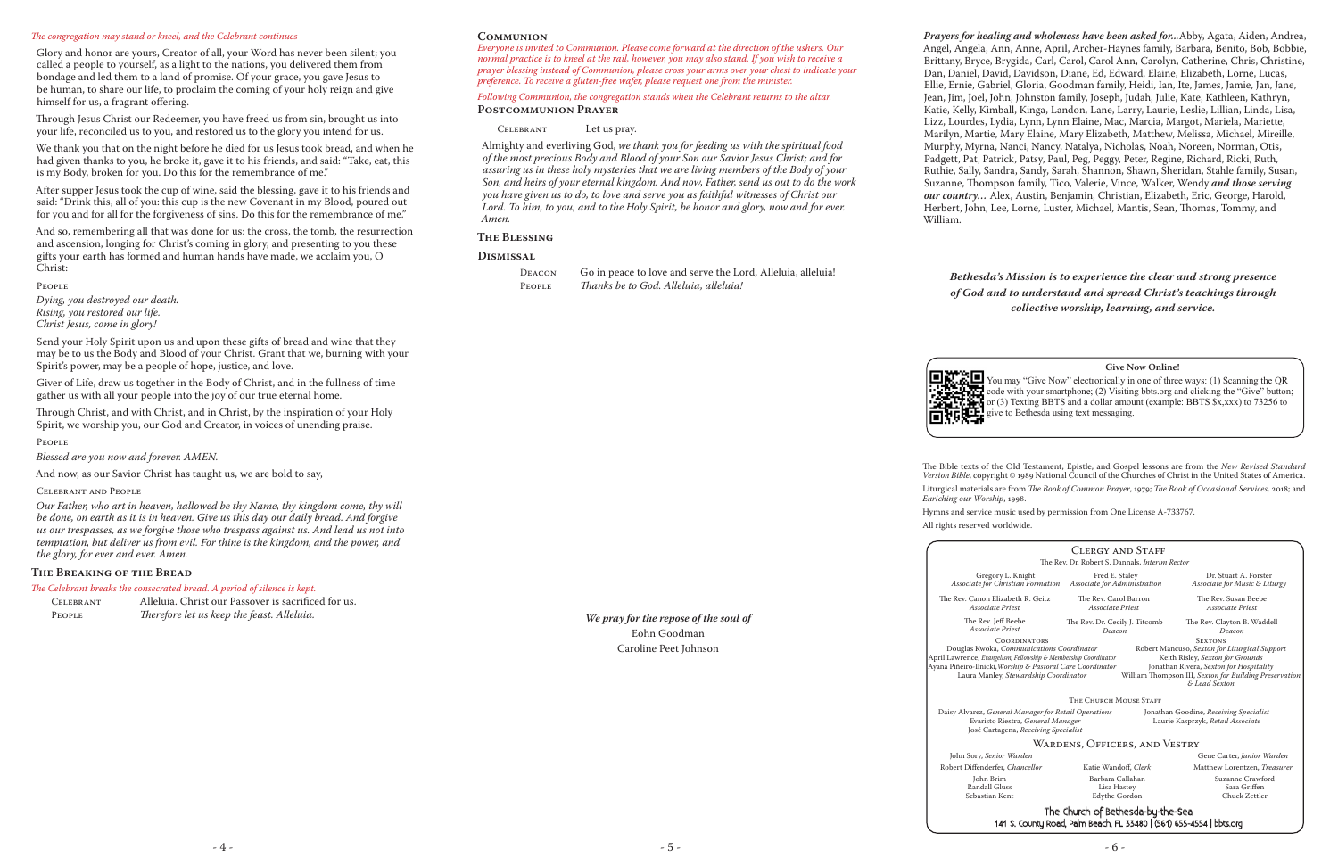*The congregation may stand or kneel, and the Celebrant continues*

Glory and honor are yours, Creator of all, your Word has never been silent; you called a people to yourself, as a light to the nations, you delivered them from bondage and led them to a land of promise. Of your grace, you gave Jesus to be human, to share our life, to proclaim the coming of your holy reign and give himself for us, a fragrant offering.

Through Jesus Christ our Redeemer, you have freed us from sin, brought us into your life, reconciled us to you, and restored us to the glory you intend for us.

We thank you that on the night before he died for us Jesus took bread, and when he had given thanks to you, he broke it, gave it to his friends, and said: "Take, eat, this is my Body, broken for you. Do this for the remembrance of me."

After supper Jesus took the cup of wine, said the blessing, gave it to his friends and said: "Drink this, all of you: this cup is the new Covenant in my Blood, poured out for you and for all for the forgiveness of sins. Do this for the remembrance of me."

And so, remembering all that was done for us: the cross, the tomb, the resurrection and ascension, longing for Christ's coming in glory, and presenting to you these gifts your earth has formed and human hands have made, we acclaim you, O Christ:

People

*Dying, you destroyed our death.*
*Rising, you restored our life.*
*Christ Jesus, come in glory!*

Send your Holy Spirit upon us and upon these gifts of bread and wine that they may be to us the Body and Blood of your Christ. Grant that we, burning with your Spirit's power, may be a people of hope, justice, and love.

Giver of Life, draw us together in the Body of Christ, and in the fullness of time gather us with all your people into the joy of our true eternal home.

Through Christ, and with Christ, and in Christ, by the inspiration of your Holy Spirit, we worship you, our God and Creator, in voices of unending praise.

People

*Blessed are you now and forever. AMEN.*

And now, as our Savior Christ has taught us, we are bold to say,

Celebrant and People

*Our Father, who art in heaven, hallowed be thy Name, thy kingdom come, thy will be done, on earth as it is in heaven. Give us this day our daily bread. And forgive us our trespasses, as we forgive those who trespass against us. And lead us not into temptation, but deliver us from evil. For thine is the kingdom, and the power, and the glory, for ever and ever. Amen.*

## The Breaking of the Bread

*The Celebrant breaks the consecrated bread. A period of silence is kept.*

Celebrant — Alleluia. Christ our Passover is sacrificed for us.
People — *Therefore let us keep the feast. Alleluia.*

## Communion

*Everyone is invited to Communion. Please come forward at the direction of the ushers. Our normal practice is to kneel at the rail, however, you may also stand. If you wish to receive a prayer blessing instead of Communion, please cross your arms over your chest to indicate your preference. To receive a gluten-free wafer, please request one from the minister.*

*Following Communion, the congregation stands when the Celebrant returns to the altar.*

## Postcommunion Prayer

Celebrant — Let us pray.

Almighty and everliving God, *we thank you for feeding us with the spiritual food of the most precious Body and Blood of your Son our Savior Jesus Christ; and for assuring us in these holy mysteries that we are living members of the Body of your Son, and heirs of your eternal kingdom. And now, Father, send us out to do the work you have given us to do, to love and serve you as faithful witnesses of Christ our Lord. To him, to you, and to the Holy Spirit, be honor and glory, now and for ever. Amen.*

## The Blessing

## Dismissal

Deacon — Go in peace to love and serve the Lord, Alleluia, alleluia!
People — *Thanks be to God. Alleluia, alleluia!*

***We pray for the repose of the soul of***

Eohn Goodman
Caroline Peet Johnson

***Prayers for healing and wholeness have been asked for...*** Abby, Agata, Aiden, Andrea, Angel, Angela, Ann, Anne, April, Archer-Haynes family, Barbara, Benito, Bob, Bobbie, Brittany, Bryce, Brygida, Carl, Carol, Carol Ann, Carolyn, Catherine, Chris, Christine, Dan, Daniel, David, Davidson, Diane, Ed, Edward, Elaine, Elizabeth, Lorne, Lucas, Ellie, Ernie, Gabriel, Gloria, Goodman family, Heidi, Ian, Ite, James, Jamie, Jan, Jane, Jean, Jim, Joel, John, Johnston family, Joseph, Judah, Julie, Kate, Kathleen, Kathryn, Katie, Kelly, Kimball, Kinga, Landon, Lane, Larry, Laurie, Leslie, Lillian, Linda, Lisa, Lizz, Lourdes, Lydia, Lynn, Lynn Elaine, Mac, Marcia, Margot, Mariela, Mariette, Marilyn, Martie, Mary Elaine, Mary Elizabeth, Matthew, Melissa, Michael, Mireille, Murphy, Myrna, Nanci, Nancy, Natalya, Nicholas, Noah, Noreen, Norman, Otis, Padgett, Pat, Patrick, Patsy, Paul, Peg, Peggy, Peter, Regine, Richard, Ricki, Ruth, Ruthie, Sally, Sandra, Sandy, Sarah, Shannon, Shawn, Sheridan, Stahle family, Susan, Suzanne, Thompson family, Tico, Valerie, Vince, Walker, Wendy ***and those serving our country...*** Alex, Austin, Benjamin, Christian, Elizabeth, Eric, George, Harold, Herbert, John, Lee, Lorne, Luster, Michael, Mantis, Sean, Thomas, Tommy, and William.

***Bethesda's Mission is to experience the clear and strong presence of God and to understand and spread Christ's teachings through collective worship, learning, and service.***

**Give Now Online!**

You may "Give Now" electronically in one of three ways: (1) Scanning the QR code with your smartphone; (2) Visiting bbts.org and clicking the "Give" button; or (3) Texting BBTS and a dollar amount (example: BBTS $x,xxx) to 73256 to give to Bethesda using text messaging.

The Bible texts of the Old Testament, Epistle, and Gospel lessons are from the *New Revised Standard Version Bible*, copyright © 1989 National Council of the Churches of Christ in the United States of America.

Liturgical materials are from *The Book of Common Prayer*, 1979; *The Book of Occasional Services*, 2018; and *Enriching our Worship*, 1998.

Hymns and service music used by permission from One License A-733767.

All rights reserved worldwide.

## Clergy and Staff

The Rev. Dr. Robert S. Dannals, *Interim Rector*

Gregory L. Knight, *Associate for Christian Formation*
Fred E. Staley, *Associate for Administration*
Dr. Stuart A. Forster, *Associate for Music & Liturgy*
The Rev. Canon Elizabeth R. Geitz, *Associate Priest*
The Rev. Carol Barron, *Associate Priest*
The Rev. Susan Beebe, *Associate Priest*
The Rev. Jeff Beebe, *Associate Priest*
The Rev. Dr. Cecily J. Titcomb, *Deacon*
The Rev. Clayton B. Waddell, *Deacon*

**Coordinators**

Douglas Kwoka, *Communications Coordinator*
April Lawrence, *Evangelism, Fellowship & Membership Coordinator*
Ayana Piñeiro-Ilnicki, *Worship & Pastoral Care Coordinator*
Laura Manley, *Stewardship Coordinator*

**Sextons**

Robert Mancuso, *Sexton for Liturgical Support*
Keith Risley, *Sexton for Grounds*
Jonathan Rivera, *Sexton for Hospitality*
William Thompson III, *Sexton for Building Preservation & Lead Sexton*

**The Church Mouse Staff**

Daisy Alvarez, *General Manager for Retail Operations*
Evaristo Riestra, *General Manager*
José Cartagena, *Receiving Specialist*
Jonathan Goodine, *Receiving Specialist*
Laurie Kasprzyk, *Retail Associate*

## Wardens, Officers, and Vestry

John Sory, *Senior Warden*
Gene Carter, *Junior Warden*
Robert Diffenderfer, *Chancellor*
Katie Wandoff, *Clerk*
Matthew Lorentzen, *Treasurer*

John Brim
Randall Gluss
Sebastian Kent
Barbara Callahan
Lisa Hastey
Edythe Gordon
Suzanne Crawford
Sara Griffen
Chuck Zettler

The Church of Bethesda-by-the-Sea
141 S. County Road, Palm Beach, FL 33480 | (561) 655-4554 | bbts.org